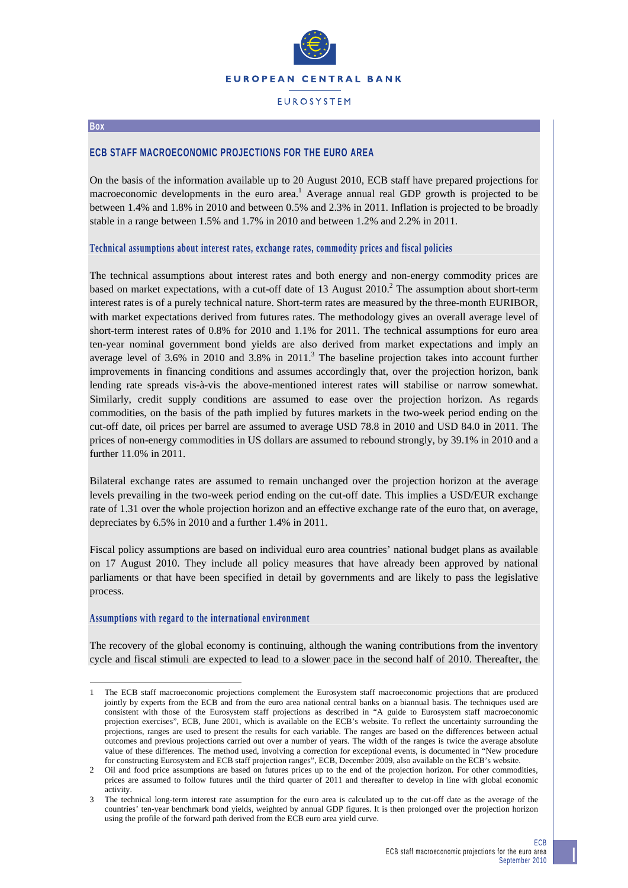EUROPEAN CENTRAL BANK

EUROSYSTEM

**Box**

## ECB STAFF MACROECONOMIC PROJECTIONS FOR THE EURO AREA

On the basis of the information available up to 20 August 2010, ECB staff have prepared projections for macroeconomic developments in the euro area.[1] Average annual real GDP growth is projected to be between 1.4% and 1.8% in 2010 and between 0.5% and 2.3% in 2011. Inflation is projected to be broadly stable in a range between 1.5% and 1.7% in 2010 and between 1.2% and 2.2% in 2011.

### Technical assumptions about interest rates, exchange rates, commodity prices and fiscal policies

The technical assumptions about interest rates and both energy and non-energy commodity prices are based on market expectations, with a cut-off date of 13 August 2010.[2] The assumption about short-term interest rates is of a purely technical nature. Short-term rates are measured by the three-month EURIBOR, with market expectations derived from futures rates. The methodology gives an overall average level of short-term interest rates of 0.8% for 2010 and 1.1% for 2011. The technical assumptions for euro area ten-year nominal government bond yields are also derived from market expectations and imply an average level of 3.6% in 2010 and 3.8% in 2011.[3] The baseline projection takes into account further improvements in financing conditions and assumes accordingly that, over the projection horizon, bank lending rate spreads vis-à-vis the above-mentioned interest rates will stabilise or narrow somewhat. Similarly, credit supply conditions are assumed to ease over the projection horizon. As regards commodities, on the basis of the path implied by futures markets in the two-week period ending on the cut-off date, oil prices per barrel are assumed to average USD 78.8 in 2010 and USD 84.0 in 2011. The prices of non-energy commodities in US dollars are assumed to rebound strongly, by 39.1% in 2010 and a further 11.0% in 2011.

Bilateral exchange rates are assumed to remain unchanged over the projection horizon at the average levels prevailing in the two-week period ending on the cut-off date. This implies a USD/EUR exchange rate of 1.31 over the whole projection horizon and an effective exchange rate of the euro that, on average, depreciates by 6.5% in 2010 and a further 1.4% in 2011.

Fiscal policy assumptions are based on individual euro area countries' national budget plans as available on 17 August 2010. They include all policy measures that have already been approved by national parliaments or that have been specified in detail by governments and are likely to pass the legislative process.

### Assumptions with regard to the international environment

The recovery of the global economy is continuing, although the waning contributions from the inventory cycle and fiscal stimuli are expected to lead to a slower pace in the second half of 2010. Thereafter, the

---

1 The ECB staff macroeconomic projections complement the Eurosystem staff macroeconomic projections that are produced jointly by experts from the ECB and from the euro area national central banks on a biannual basis. The techniques used are consistent with those of the Eurosystem staff projections as described in "A guide to Eurosystem staff macroeconomic projection exercises", ECB, June 2001, which is available on the ECB's website. To reflect the uncertainty surrounding the projections, ranges are used to present the results for each variable. The ranges are based on the differences between actual outcomes and previous projections carried out over a number of years. The width of the ranges is twice the average absolute value of these differences. The method used, involving a correction for exceptional events, is documented in "New procedure for constructing Eurosystem and ECB staff projection ranges", ECB, December 2009, also available on the ECB's website.

2 Oil and food price assumptions are based on futures prices up to the end of the projection horizon. For other commodities, prices are assumed to follow futures until the third quarter of 2011 and thereafter to develop in line with global economic activity.

3 The technical long-term interest rate assumption for the euro area is calculated up to the cut-off date as the average of the countries' ten-year benchmark bond yields, weighted by annual GDP figures. It is then prolonged over the projection horizon using the profile of the forward path derived from the ECB euro area yield curve.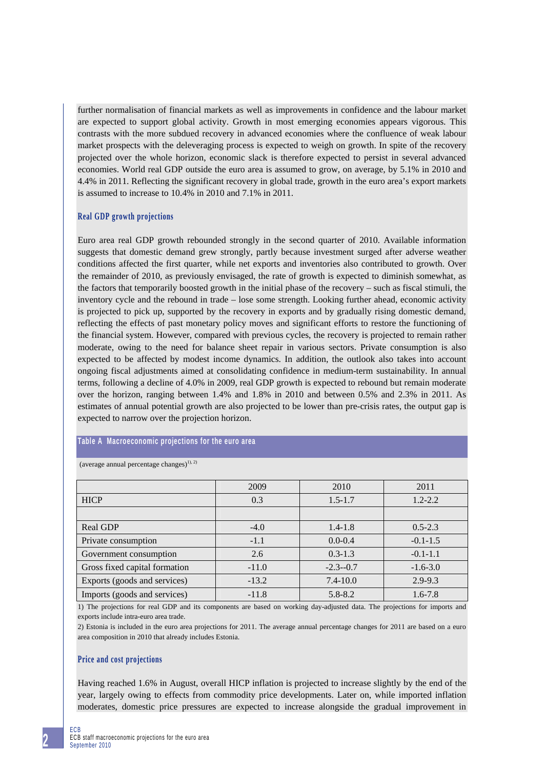further normalisation of financial markets as well as improvements in confidence and the labour market are expected to support global activity. Growth in most emerging economies appears vigorous. This contrasts with the more subdued recovery in advanced economies where the confluence of weak labour market prospects with the deleveraging process is expected to weigh on growth. In spite of the recovery projected over the whole horizon, economic slack is therefore expected to persist in several advanced economies. World real GDP outside the euro area is assumed to grow, on average, by 5.1% in 2010 and 4.4% in 2011. Reflecting the significant recovery in global trade, growth in the euro area's export markets is assumed to increase to 10.4% in 2010 and 7.1% in 2011.

### Real GDP growth projections

Euro area real GDP growth rebounded strongly in the second quarter of 2010. Available information suggests that domestic demand grew strongly, partly because investment surged after adverse weather conditions affected the first quarter, while net exports and inventories also contributed to growth. Over the remainder of 2010, as previously envisaged, the rate of growth is expected to diminish somewhat, as the factors that temporarily boosted growth in the initial phase of the recovery – such as fiscal stimuli, the inventory cycle and the rebound in trade – lose some strength. Looking further ahead, economic activity is projected to pick up, supported by the recovery in exports and by gradually rising domestic demand, reflecting the effects of past monetary policy moves and significant efforts to restore the functioning of the financial system. However, compared with previous cycles, the recovery is projected to remain rather moderate, owing to the need for balance sheet repair in various sectors. Private consumption is also expected to be affected by modest income dynamics. In addition, the outlook also takes into account ongoing fiscal adjustments aimed at consolidating confidence in medium-term sustainability. In annual terms, following a decline of 4.0% in 2009, real GDP growth is expected to rebound but remain moderate over the horizon, ranging between 1.4% and 1.8% in 2010 and between 0.5% and 2.3% in 2011. As estimates of annual potential growth are also projected to be lower than pre-crisis rates, the output gap is expected to narrow over the projection horizon.

**Table A Macroeconomic projections for the euro area**

(average annual percentage changes)[1), 2)]

| | 2009 | 2010 | 2011 |
|---|---|---|---|
| HICP | 0.3 | 1.5-1.7 | 1.2-2.2 |
| | | | |
| Real GDP | -4.0 | 1.4-1.8 | 0.5-2.3 |
| Private consumption | -1.1 | 0.0-0.4 | -0.1-1.5 |
| Government consumption | 2.6 | 0.3-1.3 | -0.1-1.1 |
| Gross fixed capital formation | -11.0 | -2.3--0.7 | -1.6-3.0 |
| Exports (goods and services) | -13.2 | 7.4-10.0 | 2.9-9.3 |
| Imports (goods and services) | -11.8 | 5.8-8.2 | 1.6-7.8 |

1) The projections for real GDP and its components are based on working day-adjusted data. The projections for imports and exports include intra-euro area trade.

2) Estonia is included in the euro area projections for 2011. The average annual percentage changes for 2011 are based on a euro area composition in 2010 that already includes Estonia.

### Price and cost projections

Having reached 1.6% in August, overall HICP inflation is projected to increase slightly by the end of the year, largely owing to effects from commodity price developments. Later on, while imported inflation moderates, domestic price pressures are expected to increase alongside the gradual improvement in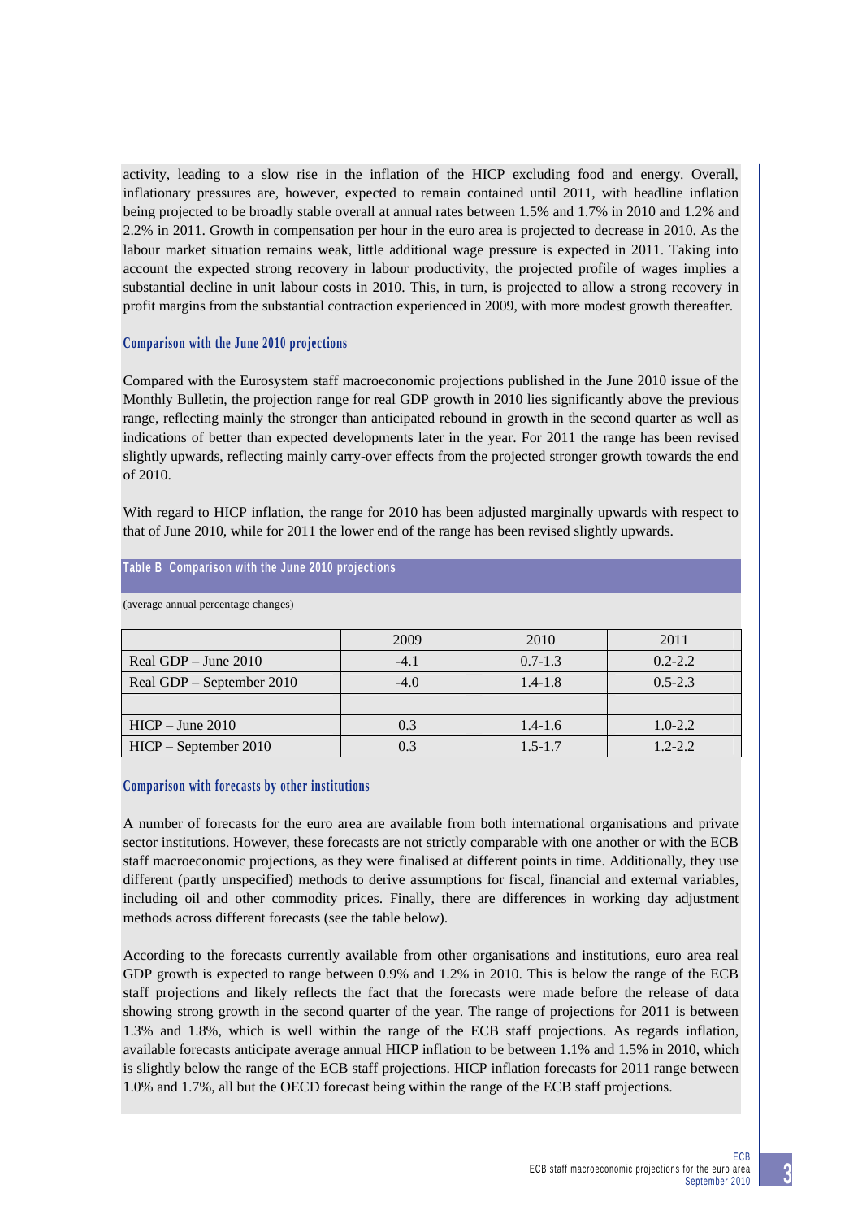activity, leading to a slow rise in the inflation of the HICP excluding food and energy. Overall, inflationary pressures are, however, expected to remain contained until 2011, with headline inflation being projected to be broadly stable overall at annual rates between 1.5% and 1.7% in 2010 and 1.2% and 2.2% in 2011. Growth in compensation per hour in the euro area is projected to decrease in 2010. As the labour market situation remains weak, little additional wage pressure is expected in 2011. Taking into account the expected strong recovery in labour productivity, the projected profile of wages implies a substantial decline in unit labour costs in 2010. This, in turn, is projected to allow a strong recovery in profit margins from the substantial contraction experienced in 2009, with more modest growth thereafter.

### Comparison with the June 2010 projections

Compared with the Eurosystem staff macroeconomic projections published in the June 2010 issue of the Monthly Bulletin, the projection range for real GDP growth in 2010 lies significantly above the previous range, reflecting mainly the stronger than anticipated rebound in growth in the second quarter as well as indications of better than expected developments later in the year. For 2011 the range has been revised slightly upwards, reflecting mainly carry-over effects from the projected stronger growth towards the end of 2010.

With regard to HICP inflation, the range for 2010 has been adjusted marginally upwards with respect to that of June 2010, while for 2011 the lower end of the range has been revised slightly upwards.

**Table B Comparison with the June 2010 projections**

(average annual percentage changes)

| | 2009 | 2010 | 2011 |
|---|---|---|---|
| Real GDP – June 2010 | -4.1 | 0.7-1.3 | 0.2-2.2 |
| Real GDP – September 2010 | -4.0 | 1.4-1.8 | 0.5-2.3 |
| | | | |
| HICP – June 2010 | 0.3 | 1.4-1.6 | 1.0-2.2 |
| HICP – September 2010 | 0.3 | 1.5-1.7 | 1.2-2.2 |

### Comparison with forecasts by other institutions

A number of forecasts for the euro area are available from both international organisations and private sector institutions. However, these forecasts are not strictly comparable with one another or with the ECB staff macroeconomic projections, as they were finalised at different points in time. Additionally, they use different (partly unspecified) methods to derive assumptions for fiscal, financial and external variables, including oil and other commodity prices. Finally, there are differences in working day adjustment methods across different forecasts (see the table below).

According to the forecasts currently available from other organisations and institutions, euro area real GDP growth is expected to range between 0.9% and 1.2% in 2010. This is below the range of the ECB staff projections and likely reflects the fact that the forecasts were made before the release of data showing strong growth in the second quarter of the year. The range of projections for 2011 is between 1.3% and 1.8%, which is well within the range of the ECB staff projections. As regards inflation, available forecasts anticipate average annual HICP inflation to be between 1.1% and 1.5% in 2010, which is slightly below the range of the ECB staff projections. HICP inflation forecasts for 2011 range between 1.0% and 1.7%, all but the OECD forecast being within the range of the ECB staff projections.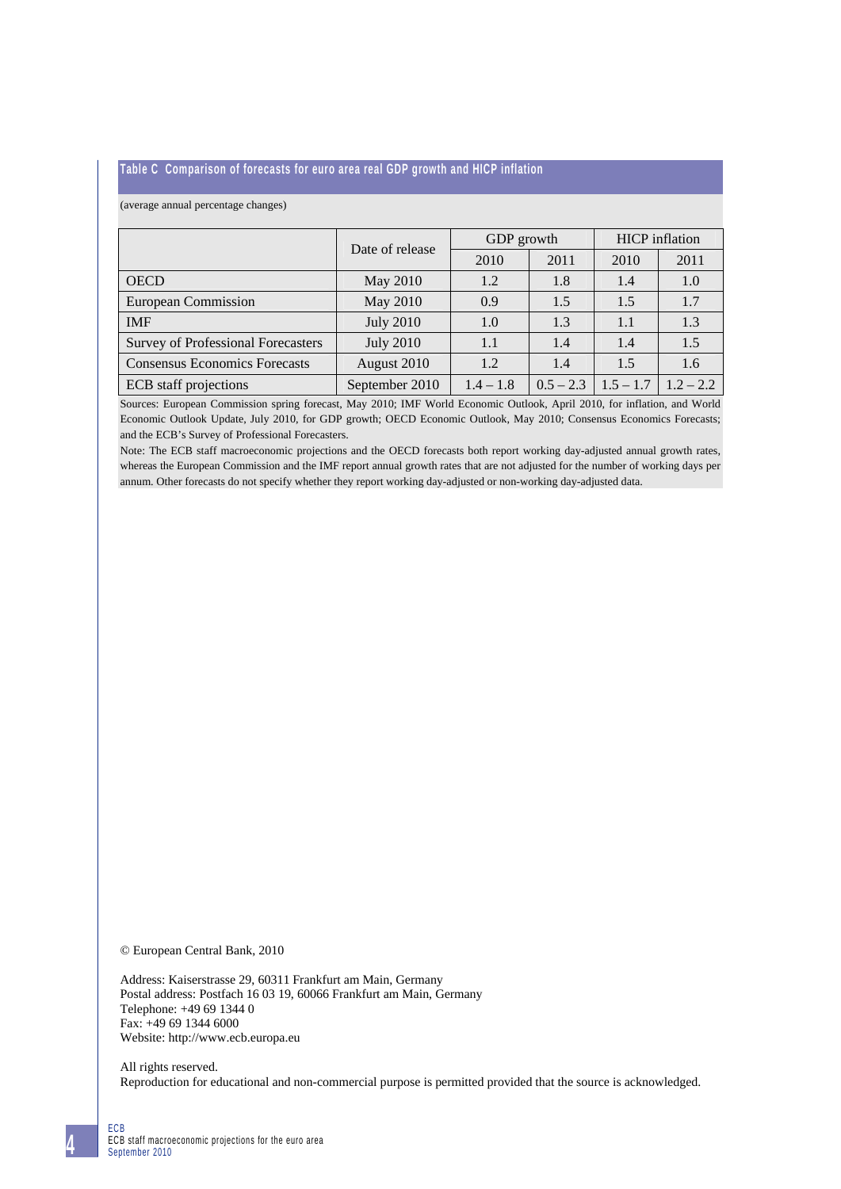### Table C Comparison of forecasts for euro area real GDP growth and HICP inflation

(average annual percentage changes)

| | Date of release | GDP growth | | HICP inflation | |
|---|---|---|---|---|---|
| | | 2010 | 2011 | 2010 | 2011 |
| OECD | May 2010 | 1.2 | 1.8 | 1.4 | 1.0 |
| European Commission | May 2010 | 0.9 | 1.5 | 1.5 | 1.7 |
| IMF | July 2010 | 1.0 | 1.3 | 1.1 | 1.3 |
| Survey of Professional Forecasters | July 2010 | 1.1 | 1.4 | 1.4 | 1.5 |
| Consensus Economics Forecasts | August 2010 | 1.2 | 1.4 | 1.5 | 1.6 |
| ECB staff projections | September 2010 | 1.4 – 1.8 | 0.5 – 2.3 | 1.5 – 1.7 | 1.2 – 2.2 |

Sources: European Commission spring forecast, May 2010; IMF World Economic Outlook, April 2010, for inflation, and World Economic Outlook Update, July 2010, for GDP growth; OECD Economic Outlook, May 2010; Consensus Economics Forecasts; and the ECB's Survey of Professional Forecasters.

Note: The ECB staff macroeconomic projections and the OECD forecasts both report working day-adjusted annual growth rates, whereas the European Commission and the IMF report annual growth rates that are not adjusted for the number of working days per annum. Other forecasts do not specify whether they report working day-adjusted or non-working day-adjusted data.

© European Central Bank, 2010

Address: Kaiserstrasse 29, 60311 Frankfurt am Main, Germany
Postal address: Postfach 16 03 19, 60066 Frankfurt am Main, Germany
Telephone: +49 69 1344 0
Fax: +49 69 1344 6000
Website: http://www.ecb.europa.eu

All rights reserved.
Reproduction for educational and non-commercial purpose is permitted provided that the source is acknowledged.